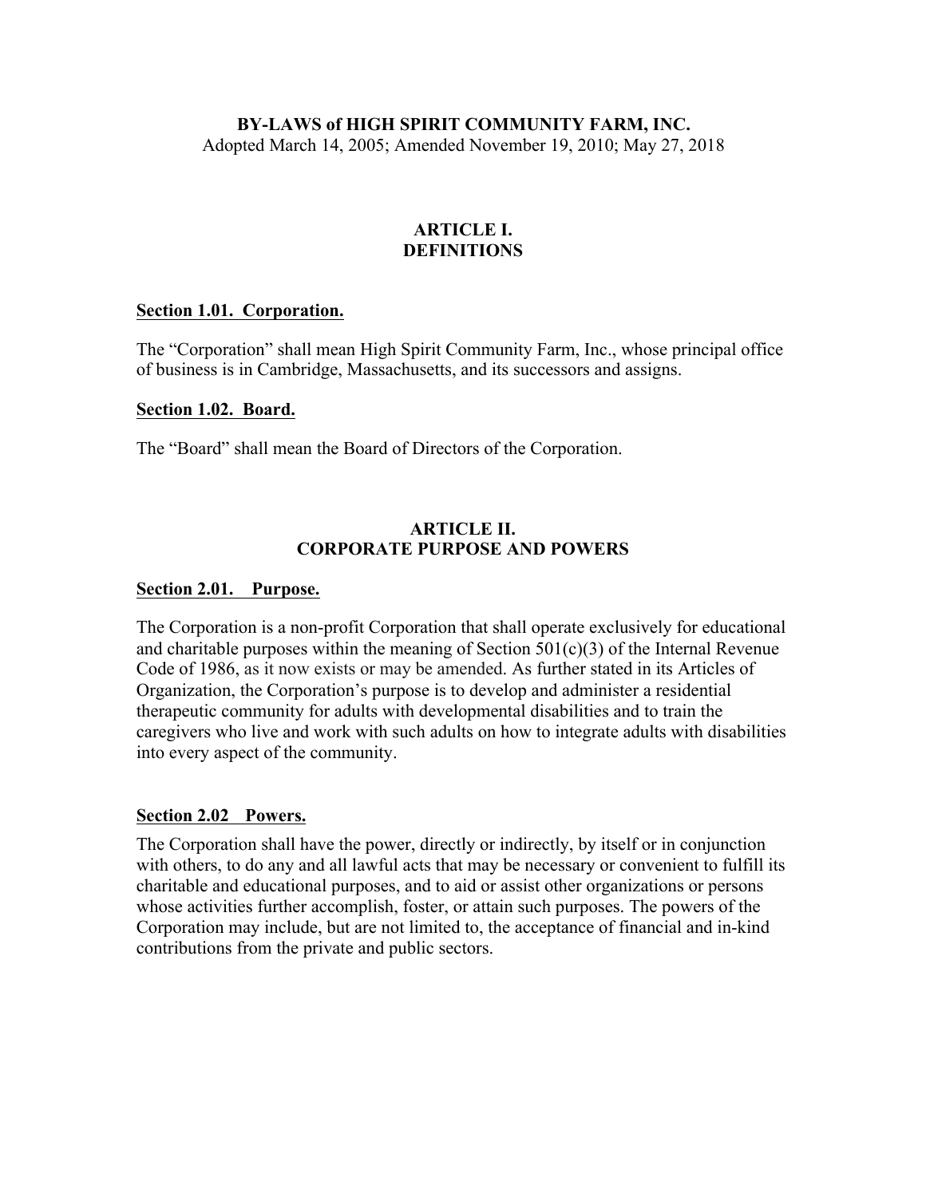# BY-LAWS of HIGH SPIRIT COMMUNITY FARM, INC.

Adopted March 14, 2005; Amended November 19, 2010; May 27, 2018

## ARTICLE I. DEFINITIONS

### Section 1.01. Corporation.

The "Corporation" shall mean High Spirit Community Farm, Inc., whose principal office of business is in Cambridge, Massachusetts, and its successors and assigns.

### Section 1.02. Board.

The "Board" shall mean the Board of Directors of the Corporation.

## ARTICLE II. CORPORATE PURPOSE AND POWERS

### Section 2.01. Purpose.

The Corporation is a non-profit Corporation that shall operate exclusively for educational and charitable purposes within the meaning of Section 501(c)(3) of the Internal Revenue Code of 1986, as it now exists or may be amended. As further stated in its Articles of Organization, the Corporation's purpose is to develop and administer a residential therapeutic community for adults with developmental disabilities and to train the caregivers who live and work with such adults on how to integrate adults with disabilities into every aspect of the community.

### Section 2.02 Powers.

The Corporation shall have the power, directly or indirectly, by itself or in conjunction with others, to do any and all lawful acts that may be necessary or convenient to fulfill its charitable and educational purposes, and to aid or assist other organizations or persons whose activities further accomplish, foster, or attain such purposes. The powers of the Corporation may include, but are not limited to, the acceptance of financial and in-kind contributions from the private and public sectors.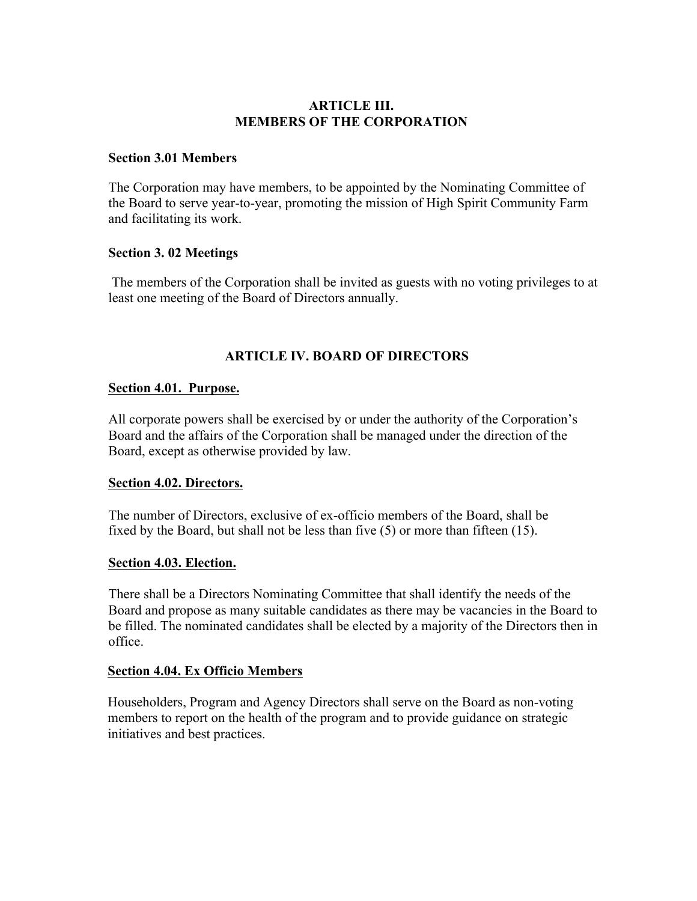## ARTICLE III.
## MEMBERS OF THE CORPORATION

**Section 3.01 Members**

The Corporation may have members, to be appointed by the Nominating Committee of the Board to serve year-to-year, promoting the mission of High Spirit Community Farm and facilitating its work.

**Section 3. 02 Meetings**

The members of the Corporation shall be invited as guests with no voting privileges to at least one meeting of the Board of Directors annually.

## ARTICLE IV. BOARD OF DIRECTORS

**Section 4.01. Purpose.**

All corporate powers shall be exercised by or under the authority of the Corporation's Board and the affairs of the Corporation shall be managed under the direction of the Board, except as otherwise provided by law.

**Section 4.02. Directors.**

The number of Directors, exclusive of ex-officio members of the Board, shall be fixed by the Board, but shall not be less than five (5) or more than fifteen (15).

**Section 4.03. Election.**

There shall be a Directors Nominating Committee that shall identify the needs of the Board and propose as many suitable candidates as there may be vacancies in the Board to be filled. The nominated candidates shall be elected by a majority of the Directors then in office.

**Section 4.04. Ex Officio Members**

Householders, Program and Agency Directors shall serve on the Board as non-voting members to report on the health of the program and to provide guidance on strategic initiatives and best practices.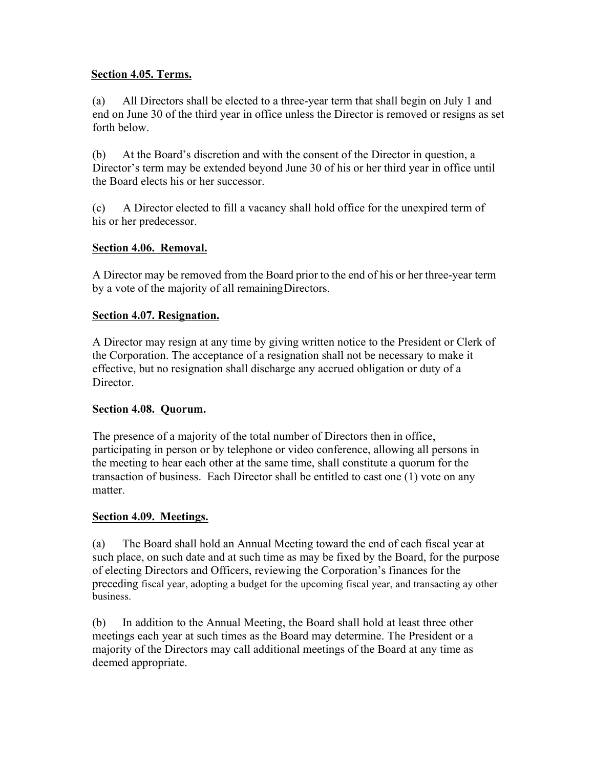**Section 4.05. Terms.**

(a) All Directors shall be elected to a three-year term that shall begin on July 1 and end on June 30 of the third year in office unless the Director is removed or resigns as set forth below.

(b) At the Board's discretion and with the consent of the Director in question, a Director's term may be extended beyond June 30 of his or her third year in office until the Board elects his or her successor.

(c) A Director elected to fill a vacancy shall hold office for the unexpired term of his or her predecessor.

**Section 4.06. Removal.**

A Director may be removed from the Board prior to the end of his or her three-year term by a vote of the majority of all remaining Directors.

**Section 4.07. Resignation.**

A Director may resign at any time by giving written notice to the President or Clerk of the Corporation. The acceptance of a resignation shall not be necessary to make it effective, but no resignation shall discharge any accrued obligation or duty of a Director.

**Section 4.08. Quorum.**

The presence of a majority of the total number of Directors then in office, participating in person or by telephone or video conference, allowing all persons in the meeting to hear each other at the same time, shall constitute a quorum for the transaction of business. Each Director shall be entitled to cast one (1) vote on any matter.

**Section 4.09. Meetings.**

(a) The Board shall hold an Annual Meeting toward the end of each fiscal year at such place, on such date and at such time as may be fixed by the Board, for the purpose of electing Directors and Officers, reviewing the Corporation's finances for the preceding fiscal year, adopting a budget for the upcoming fiscal year, and transacting ay other business.

(b) In addition to the Annual Meeting, the Board shall hold at least three other meetings each year at such times as the Board may determine. The President or a majority of the Directors may call additional meetings of the Board at any time as deemed appropriate.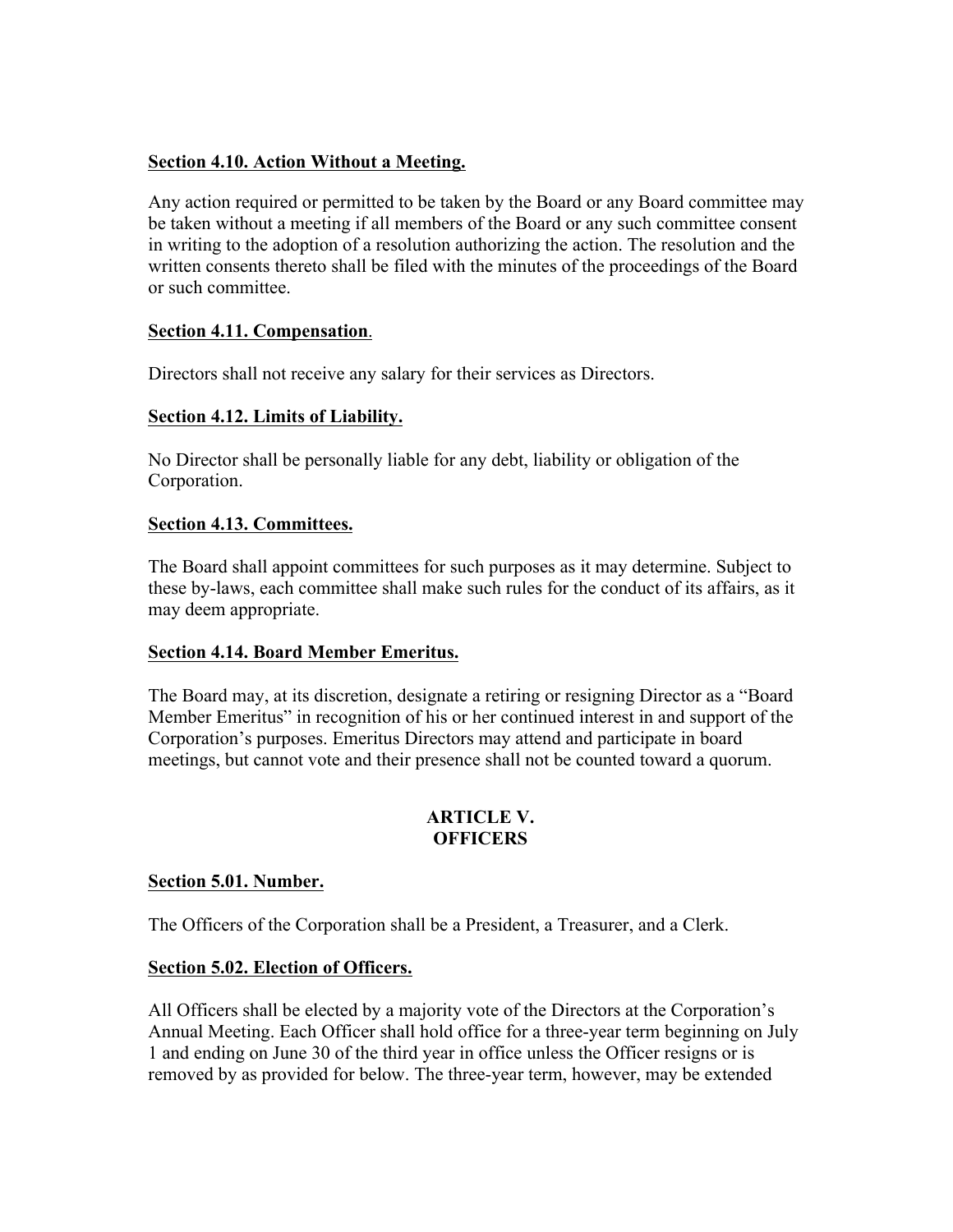**<u>Section 4.10. Action Without a Meeting.</u>**

Any action required or permitted to be taken by the Board or any Board committee may be taken without a meeting if all members of the Board or any such committee consent in writing to the adoption of a resolution authorizing the action. The resolution and the written consents thereto shall be filed with the minutes of the proceedings of the Board or such committee.

**<u>Section 4.11. Compensation</u>**.

Directors shall not receive any salary for their services as Directors.

**<u>Section 4.12. Limits of Liability.</u>**

No Director shall be personally liable for any debt, liability or obligation of the Corporation.

**<u>Section 4.13. Committees.</u>**

The Board shall appoint committees for such purposes as it may determine. Subject to these by-laws, each committee shall make such rules for the conduct of its affairs, as it may deem appropriate.

**<u>Section 4.14. Board Member Emeritus.</u>**

The Board may, at its discretion, designate a retiring or resigning Director as a "Board Member Emeritus" in recognition of his or her continued interest in and support of the Corporation's purposes. Emeritus Directors may attend and participate in board meetings, but cannot vote and their presence shall not be counted toward a quorum.

## ARTICLE V. OFFICERS

**<u>Section 5.01. Number.</u>**

The Officers of the Corporation shall be a President, a Treasurer, and a Clerk.

**<u>Section 5.02. Election of Officers.</u>**

All Officers shall be elected by a majority vote of the Directors at the Corporation's Annual Meeting. Each Officer shall hold office for a three-year term beginning on July 1 and ending on June 30 of the third year in office unless the Officer resigns or is removed by as provided for below. The three-year term, however, may be extended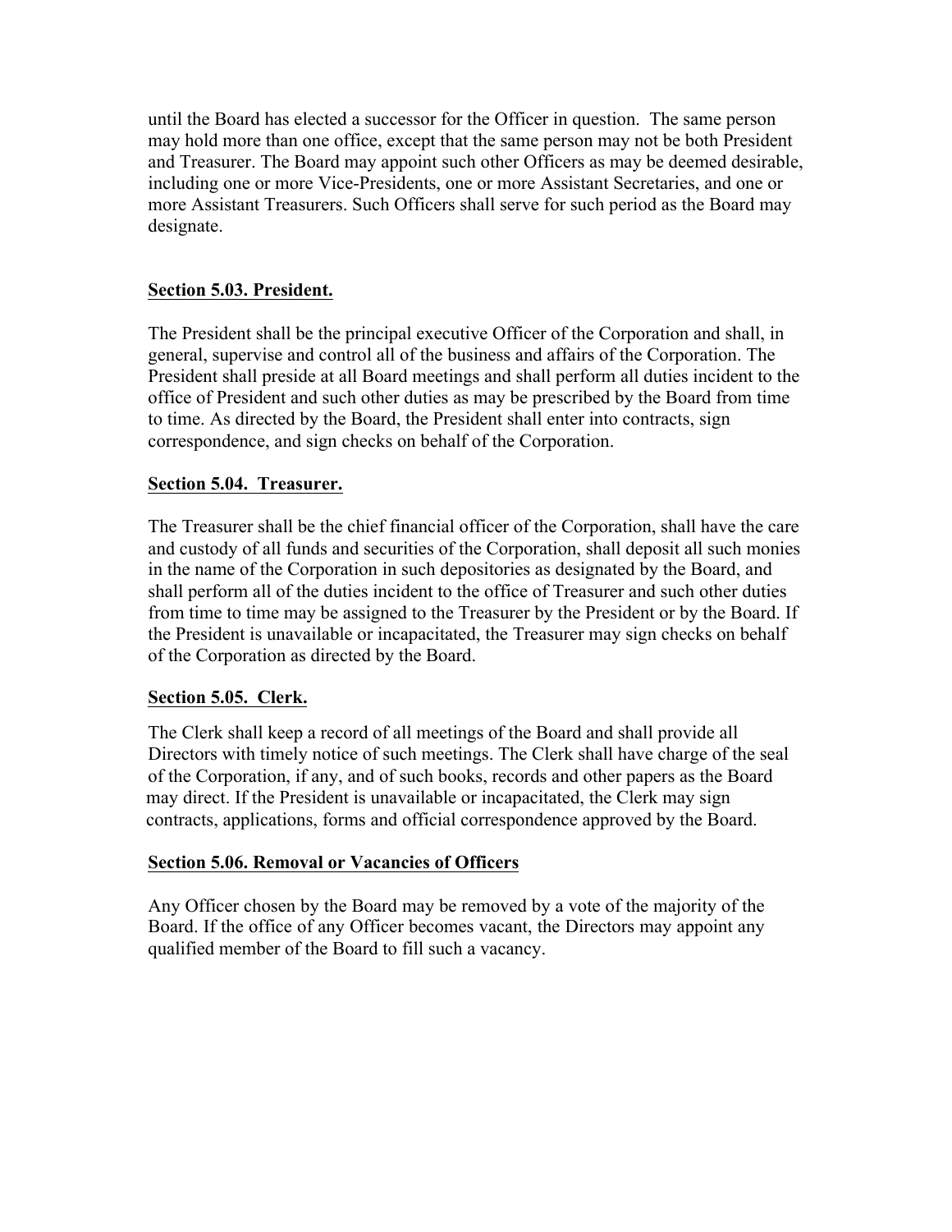until the Board has elected a successor for the Officer in question. The same person may hold more than one office, except that the same person may not be both President and Treasurer. The Board may appoint such other Officers as may be deemed desirable, including one or more Vice-Presidents, one or more Assistant Secretaries, and one or more Assistant Treasurers. Such Officers shall serve for such period as the Board may designate.

**Section 5.03. President.**

The President shall be the principal executive Officer of the Corporation and shall, in general, supervise and control all of the business and affairs of the Corporation. The President shall preside at all Board meetings and shall perform all duties incident to the office of President and such other duties as may be prescribed by the Board from time to time. As directed by the Board, the President shall enter into contracts, sign correspondence, and sign checks on behalf of the Corporation.

**Section 5.04. Treasurer.**

The Treasurer shall be the chief financial officer of the Corporation, shall have the care and custody of all funds and securities of the Corporation, shall deposit all such monies in the name of the Corporation in such depositories as designated by the Board, and shall perform all of the duties incident to the office of Treasurer and such other duties from time to time may be assigned to the Treasurer by the President or by the Board. If the President is unavailable or incapacitated, the Treasurer may sign checks on behalf of the Corporation as directed by the Board.

**Section 5.05. Clerk.**

The Clerk shall keep a record of all meetings of the Board and shall provide all Directors with timely notice of such meetings. The Clerk shall have charge of the seal of the Corporation, if any, and of such books, records and other papers as the Board may direct. If the President is unavailable or incapacitated, the Clerk may sign contracts, applications, forms and official correspondence approved by the Board.

**Section 5.06. Removal or Vacancies of Officers**

Any Officer chosen by the Board may be removed by a vote of the majority of the Board. If the office of any Officer becomes vacant, the Directors may appoint any qualified member of the Board to fill such a vacancy.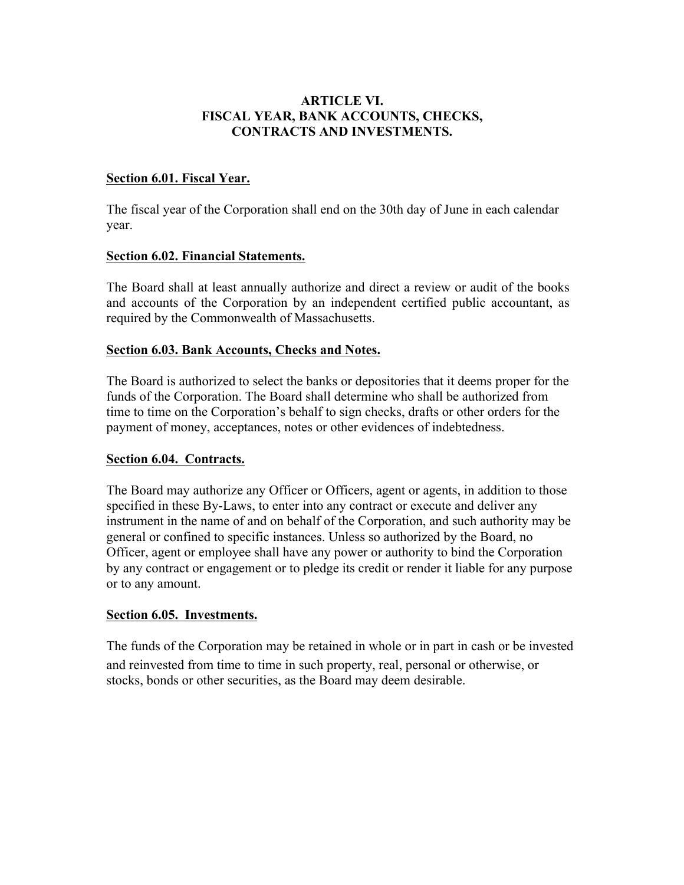## ARTICLE VI.
## FISCAL YEAR, BANK ACCOUNTS, CHECKS, CONTRACTS AND INVESTMENTS.

**Section 6.01. Fiscal Year.**

The fiscal year of the Corporation shall end on the 30th day of June in each calendar year.

**Section 6.02. Financial Statements.**

The Board shall at least annually authorize and direct a review or audit of the books and accounts of the Corporation by an independent certified public accountant, as required by the Commonwealth of Massachusetts.

**Section 6.03. Bank Accounts, Checks and Notes.**

The Board is authorized to select the banks or depositories that it deems proper for the funds of the Corporation. The Board shall determine who shall be authorized from time to time on the Corporation's behalf to sign checks, drafts or other orders for the payment of money, acceptances, notes or other evidences of indebtedness.

**Section 6.04. Contracts.**

The Board may authorize any Officer or Officers, agent or agents, in addition to those specified in these By-Laws, to enter into any contract or execute and deliver any instrument in the name of and on behalf of the Corporation, and such authority may be general or confined to specific instances. Unless so authorized by the Board, no Officer, agent or employee shall have any power or authority to bind the Corporation by any contract or engagement or to pledge its credit or render it liable for any purpose or to any amount.

**Section 6.05. Investments.**

The funds of the Corporation may be retained in whole or in part in cash or be invested and reinvested from time to time in such property, real, personal or otherwise, or stocks, bonds or other securities, as the Board may deem desirable.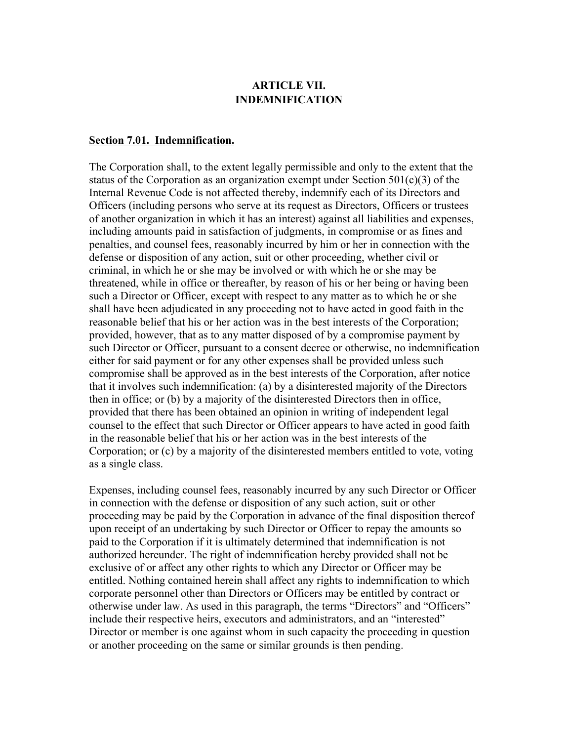# ARTICLE VII.
# INDEMNIFICATION

**Section 7.01. Indemnification.**

The Corporation shall, to the extent legally permissible and only to the extent that the status of the Corporation as an organization exempt under Section 501(c)(3) of the Internal Revenue Code is not affected thereby, indemnify each of its Directors and Officers (including persons who serve at its request as Directors, Officers or trustees of another organization in which it has an interest) against all liabilities and expenses, including amounts paid in satisfaction of judgments, in compromise or as fines and penalties, and counsel fees, reasonably incurred by him or her in connection with the defense or disposition of any action, suit or other proceeding, whether civil or criminal, in which he or she may be involved or with which he or she may be threatened, while in office or thereafter, by reason of his or her being or having been such a Director or Officer, except with respect to any matter as to which he or she shall have been adjudicated in any proceeding not to have acted in good faith in the reasonable belief that his or her action was in the best interests of the Corporation; provided, however, that as to any matter disposed of by a compromise payment by such Director or Officer, pursuant to a consent decree or otherwise, no indemnification either for said payment or for any other expenses shall be provided unless such compromise shall be approved as in the best interests of the Corporation, after notice that it involves such indemnification: (a) by a disinterested majority of the Directors then in office; or (b) by a majority of the disinterested Directors then in office, provided that there has been obtained an opinion in writing of independent legal counsel to the effect that such Director or Officer appears to have acted in good faith in the reasonable belief that his or her action was in the best interests of the Corporation; or (c) by a majority of the disinterested members entitled to vote, voting as a single class.

Expenses, including counsel fees, reasonably incurred by any such Director or Officer in connection with the defense or disposition of any such action, suit or other proceeding may be paid by the Corporation in advance of the final disposition thereof upon receipt of an undertaking by such Director or Officer to repay the amounts so paid to the Corporation if it is ultimately determined that indemnification is not authorized hereunder. The right of indemnification hereby provided shall not be exclusive of or affect any other rights to which any Director or Officer may be entitled. Nothing contained herein shall affect any rights to indemnification to which corporate personnel other than Directors or Officers may be entitled by contract or otherwise under law. As used in this paragraph, the terms "Directors" and "Officers" include their respective heirs, executors and administrators, and an "interested" Director or member is one against whom in such capacity the proceeding in question or another proceeding on the same or similar grounds is then pending.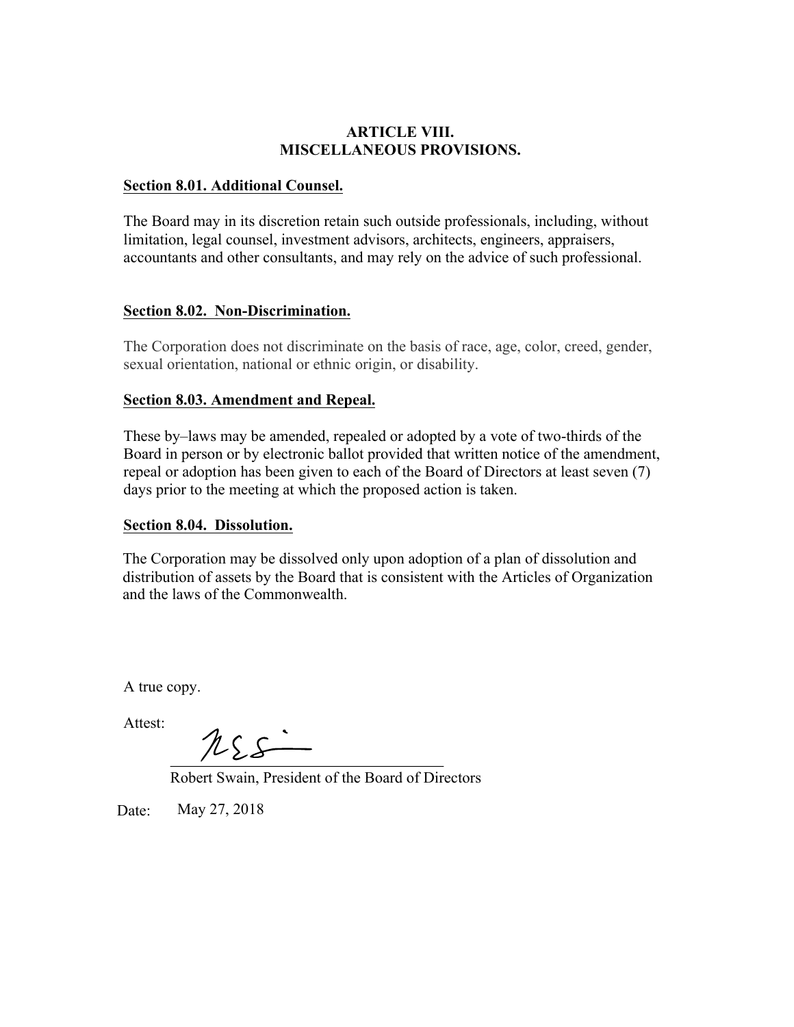## ARTICLE VIII.
## MISCELLANEOUS PROVISIONS.

**Section 8.01. Additional Counsel.**

The Board may in its discretion retain such outside professionals, including, without limitation, legal counsel, investment advisors, architects, engineers, appraisers, accountants and other consultants, and may rely on the advice of such professional.

**Section 8.02. Non-Discrimination.**

The Corporation does not discriminate on the basis of race, age, color, creed, gender, sexual orientation, national or ethnic origin, or disability.

**Section 8.03. Amendment and Repeal.**

These by–laws may be amended, repealed or adopted by a vote of two-thirds of the Board in person or by electronic ballot provided that written notice of the amendment, repeal or adoption has been given to each of the Board of Directors at least seven (7) days prior to the meeting at which the proposed action is taken.

**Section 8.04. Dissolution.**

The Corporation may be dissolved only upon adoption of a plan of dissolution and distribution of assets by the Board that is consistent with the Articles of Organization and the laws of the Commonwealth.

A true copy.

Attest:

\_\_\_\_\_\_\_\_\_\_\_\_\_\_\_\_\_\_\_\_\_\_\_\_\_\_\_\_\_\_\_\_\_\_\_\_

Robert Swain, President of the Board of Directors

Date: May 27, 2018